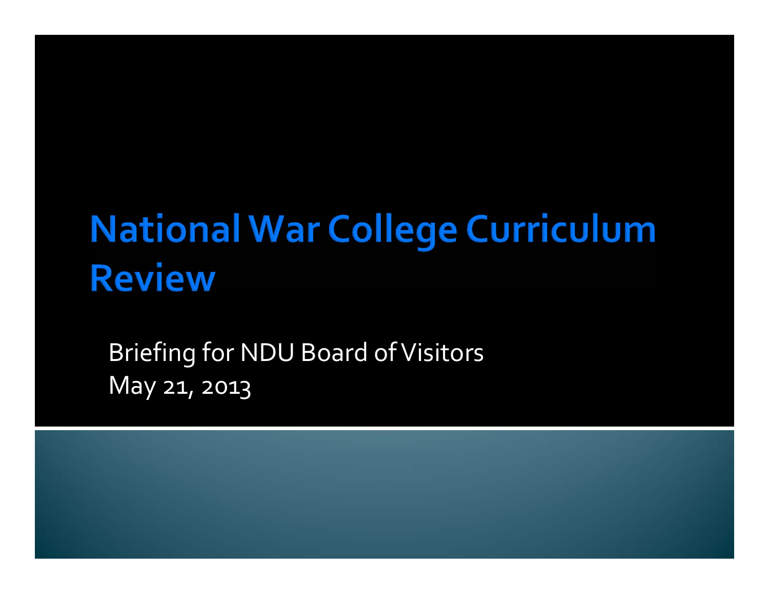# National War College Curriculum Review

Briefing for NDU Board of Visitors
May 21, 2013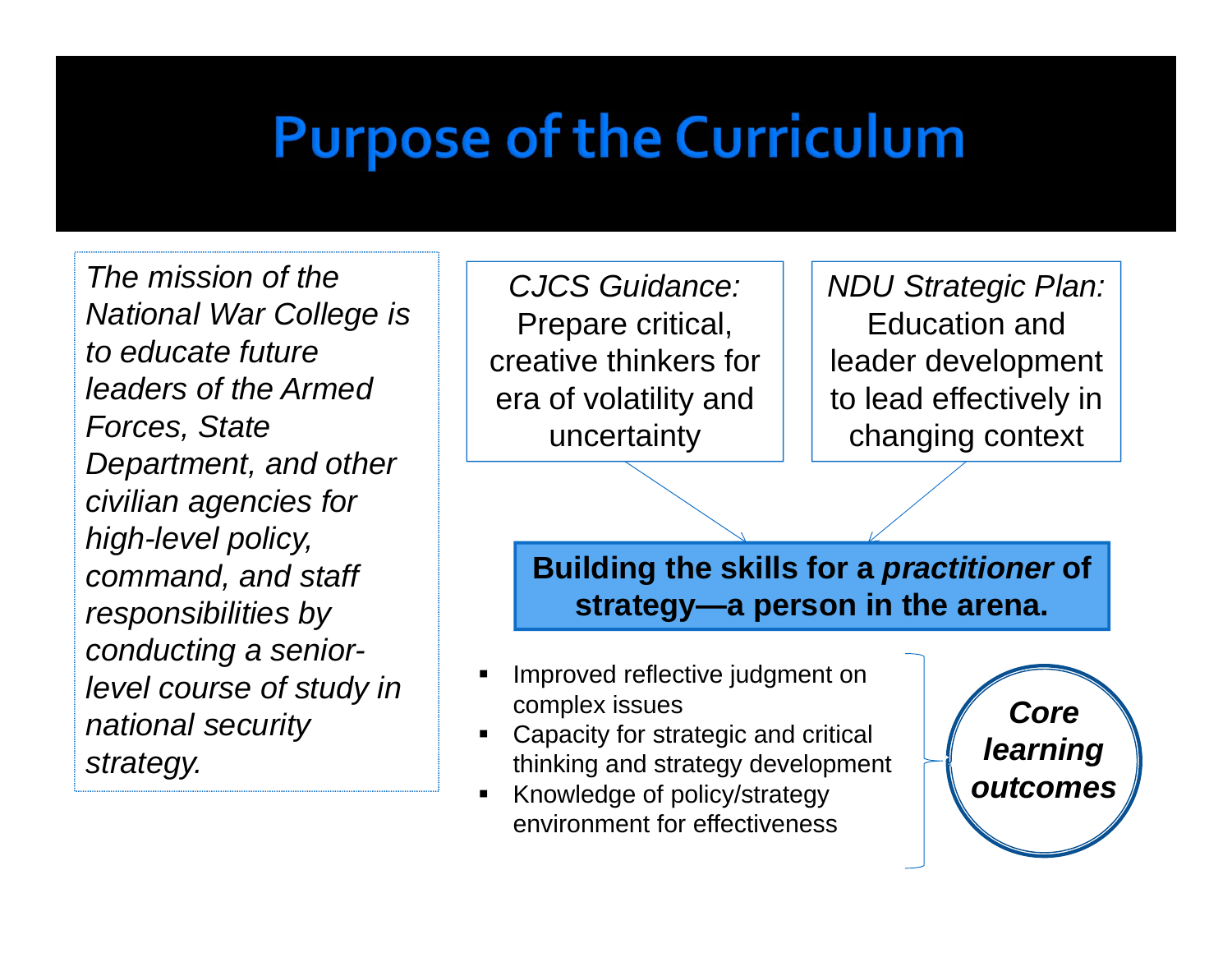# Purpose of the Curriculum

*The mission of the National War College is to educate future leaders of the Armed Forces, State Department, and other civilian agencies for high-level policy, command, and staff responsibilities by conducting a senior-level course of study in national security strategy.*

*CJCS Guidance:* Prepare critical, creative thinkers for era of volatility and uncertainty

*NDU Strategic Plan:* Education and leader development to lead effectively in changing context

**Building the skills for a *practitioner* of strategy—a person in the arena.**

- Improved reflective judgment on complex issues
- Capacity for strategic and critical thinking and strategy development
- Knowledge of policy/strategy environment for effectiveness

***Core learning outcomes***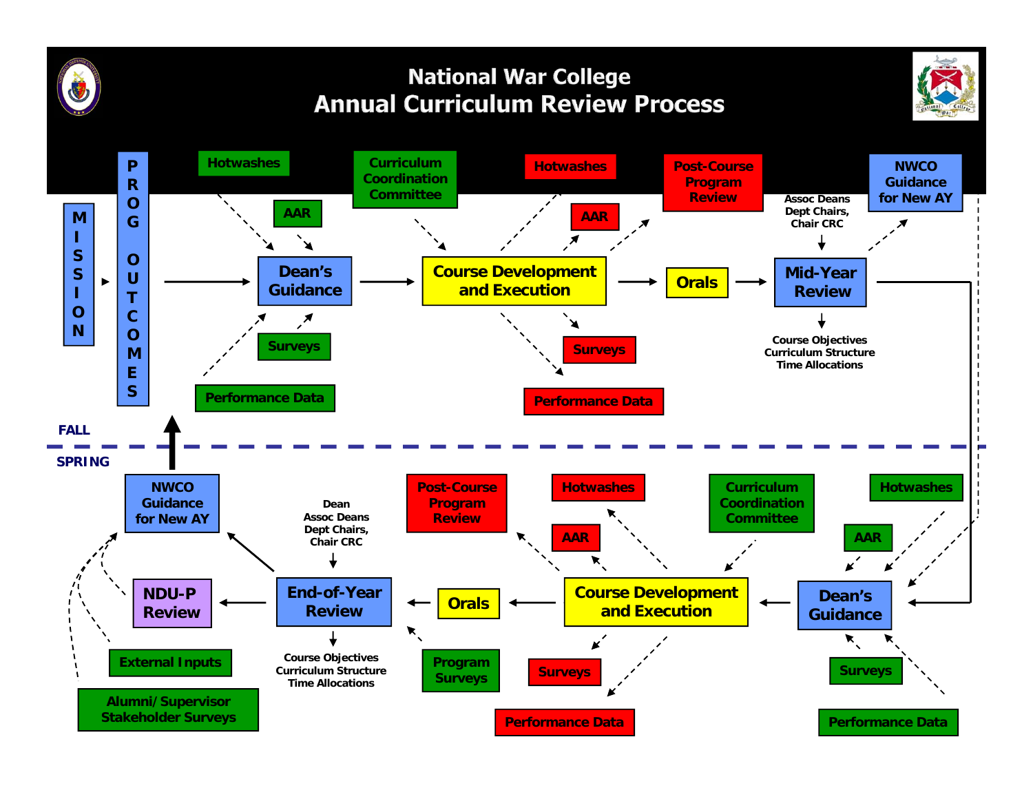# National War College
## Annual Curriculum Review Process

**FALL**

MISSION → PROG OUTCOMES → **Dean's Guidance** → **Course Development and Execution** → **Orals** → **Mid-Year Review**

- Dean's Guidance inputs: Hotwashes, AAR, Surveys, Performance Data
- Course Development and Execution inputs: Curriculum Coordination Committee
- Course Development and Execution outputs: Hotwashes, AAR, Post-Course Program Review, Surveys, Performance Data
- Mid-Year Review: Assoc Deans, Dept Chairs, Chair CRC
- Mid-Year Review outputs: NWCO Guidance for New AY; Course Objectives, Curriculum Structure, Time Allocations

**SPRING**

**Dean's Guidance** → **Course Development and Execution** → **Orals** → **End-of-Year Review** → **NDU-P Review** / **NWCO Guidance for New AY** → PROG OUTCOMES

- Dean's Guidance inputs: Hotwashes, AAR, Surveys, Performance Data
- Course Development and Execution inputs: Curriculum Coordination Committee
- Course Development and Execution outputs: Hotwashes, AAR, Post-Course Program Review, Surveys, Performance Data
- End-of-Year Review: Dean, Assoc Deans, Dept Chairs, Chair CRC
- End-of-Year Review inputs: Program Surveys
- End-of-Year Review outputs: Course Objectives, Curriculum Structure, Time Allocations
- NWCO Guidance for New AY inputs: External Inputs, Alumni/ Supervisor Stakeholder Surveys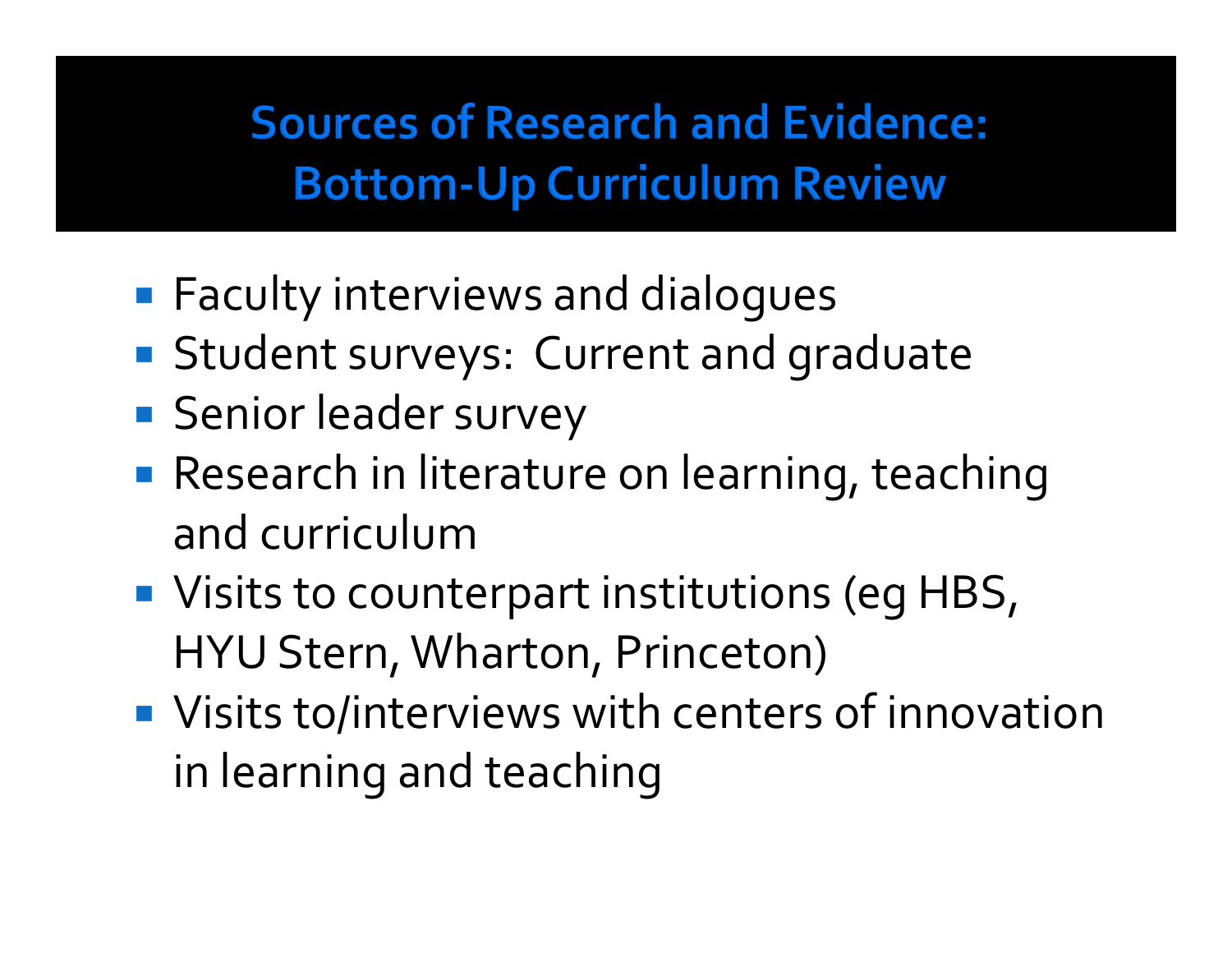# Sources of Research and Evidence: Bottom-Up Curriculum Review

- Faculty interviews and dialogues
- Student surveys: Current and graduate
- Senior leader survey
- Research in literature on learning, teaching and curriculum
- Visits to counterpart institutions (eg HBS, HYU Stern, Wharton, Princeton)
- Visits to/interviews with centers of innovation in learning and teaching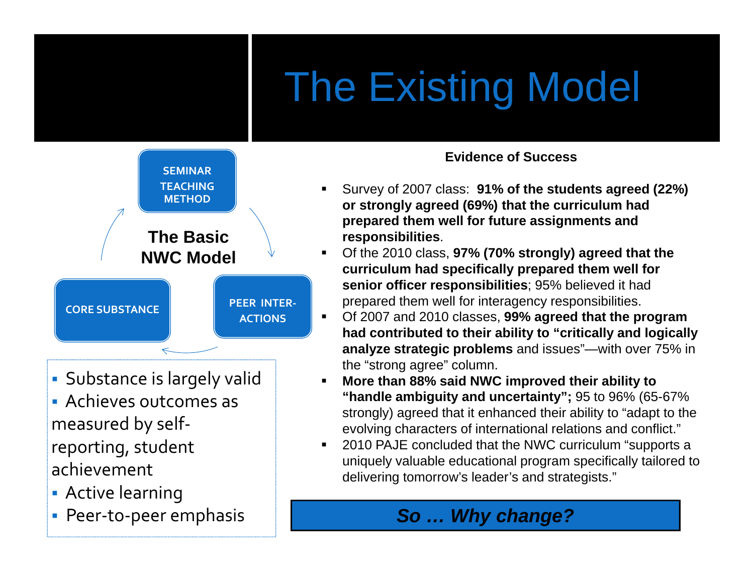# The Existing Model

**The Basic NWC Model**

SEMINAR TEACHING METHOD → PEER INTER-ACTIONS → CORE SUBSTANCE

- Substance is largely valid
- Achieves outcomes as measured by self-reporting, student achievement
- Active learning
- Peer-to-peer emphasis

**Evidence of Success**

- Survey of 2007 class: **91% of the students agreed (22%) or strongly agreed (69%) that the curriculum had prepared them well for future assignments and responsibilities**.
- Of the 2010 class, **97% (70% strongly) agreed that the curriculum had specifically prepared them well for senior officer responsibilities**; 95% believed it had prepared them well for interagency responsibilities.
- Of 2007 and 2010 classes, **99% agreed that the program had contributed to their ability to "critically and logically analyze strategic problems** and issues"—with over 75% in the "strong agree" column.
- **More than 88% said NWC improved their ability to "handle ambiguity and uncertainty";** 95 to 96% (65-67% strongly) agreed that it enhanced their ability to "adapt to the evolving characters of international relations and conflict."
- 2010 PAJE concluded that the NWC curriculum "supports a uniquely valuable educational program specifically tailored to delivering tomorrow's leader's and strategists."

***So … Why change?***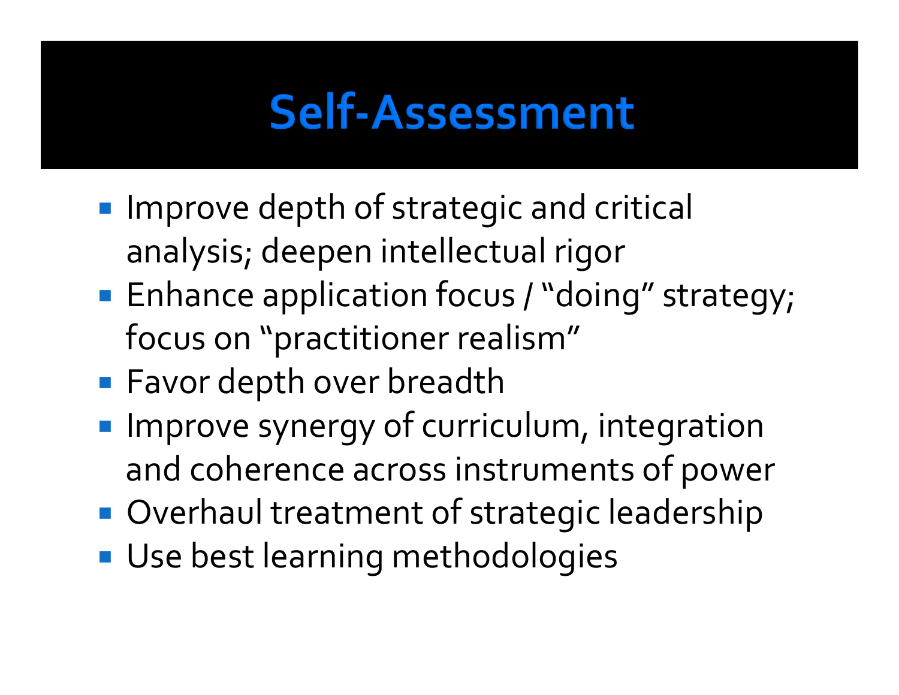# Self-Assessment

- Improve depth of strategic and critical analysis; deepen intellectual rigor
- Enhance application focus / "doing" strategy; focus on "practitioner realism"
- Favor depth over breadth
- Improve synergy of curriculum, integration and coherence across instruments of power
- Overhaul treatment of strategic leadership
- Use best learning methodologies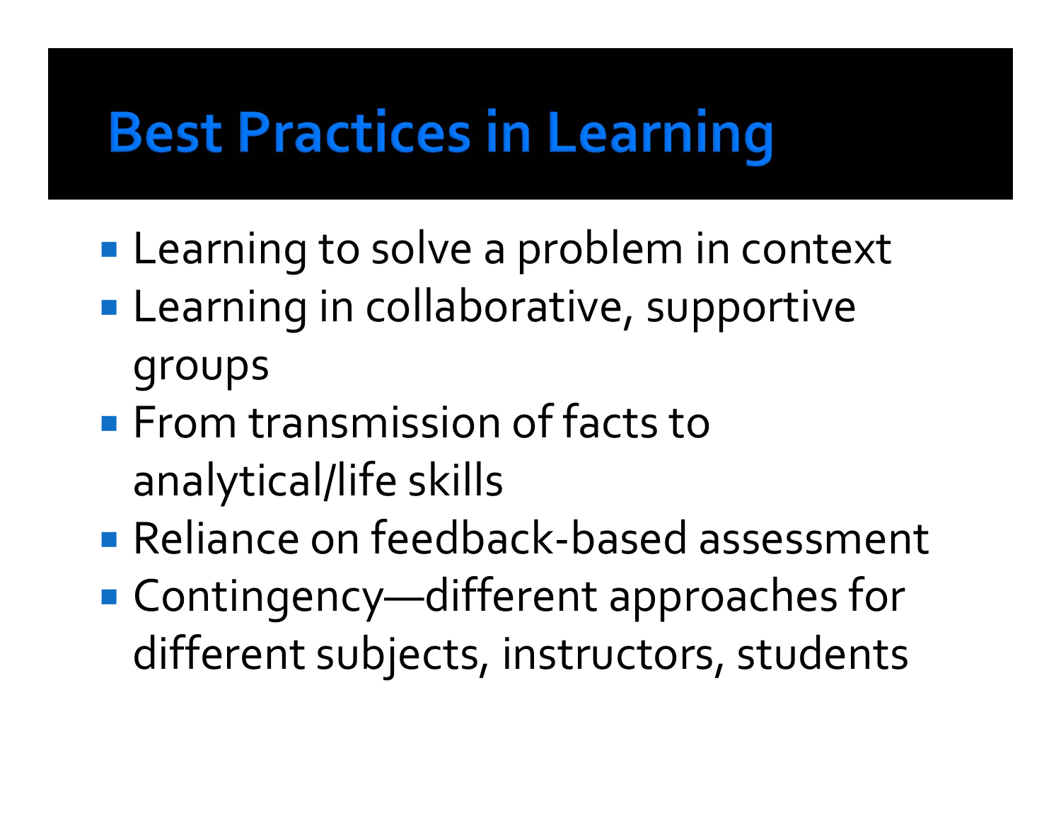# Best Practices in Learning

- Learning to solve a problem in context
- Learning in collaborative, supportive groups
- From transmission of facts to analytical/life skills
- Reliance on feedback-based assessment
- Contingency—different approaches for different subjects, instructors, students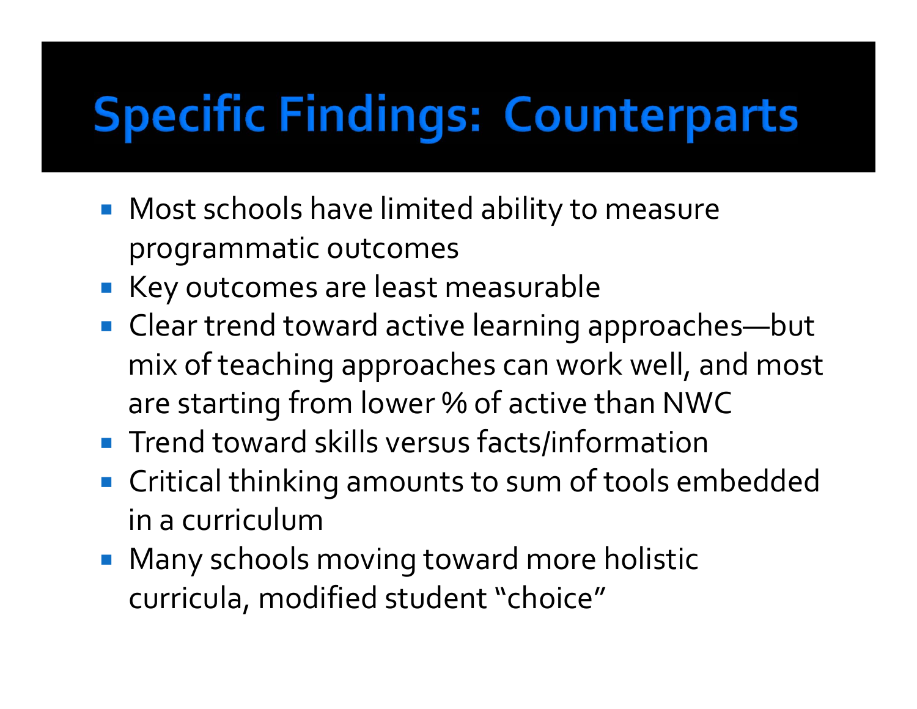# Specific Findings: Counterparts

- Most schools have limited ability to measure programmatic outcomes
- Key outcomes are least measurable
- Clear trend toward active learning approaches—but mix of teaching approaches can work well, and most are starting from lower % of active than NWC
- Trend toward skills versus facts/information
- Critical thinking amounts to sum of tools embedded in a curriculum
- Many schools moving toward more holistic curricula, modified student "choice"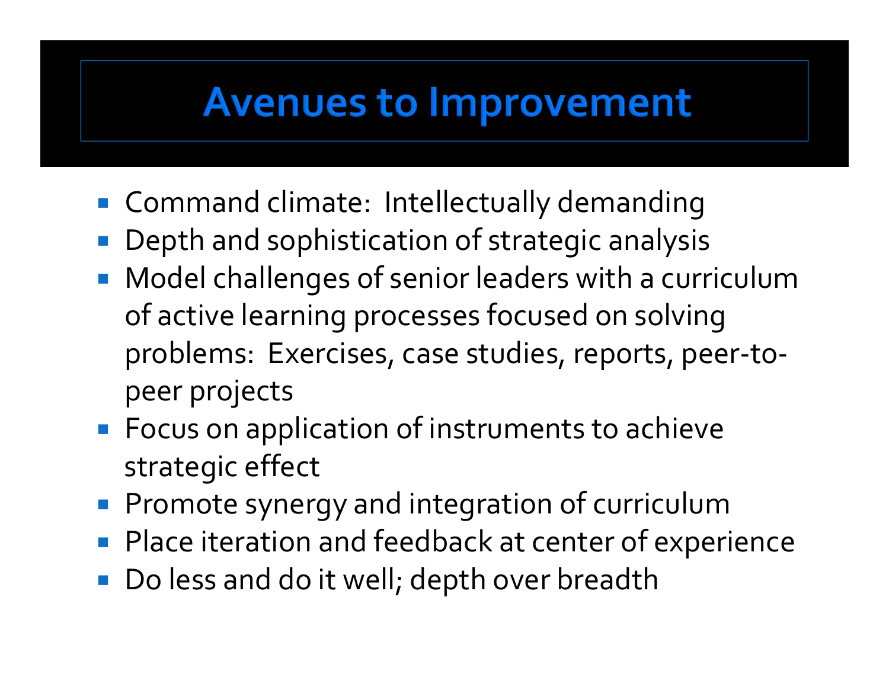# Avenues to Improvement

- Command climate: Intellectually demanding
- Depth and sophistication of strategic analysis
- Model challenges of senior leaders with a curriculum of active learning processes focused on solving problems: Exercises, case studies, reports, peer-to-peer projects
- Focus on application of instruments to achieve strategic effect
- Promote synergy and integration of curriculum
- Place iteration and feedback at center of experience
- Do less and do it well; depth over breadth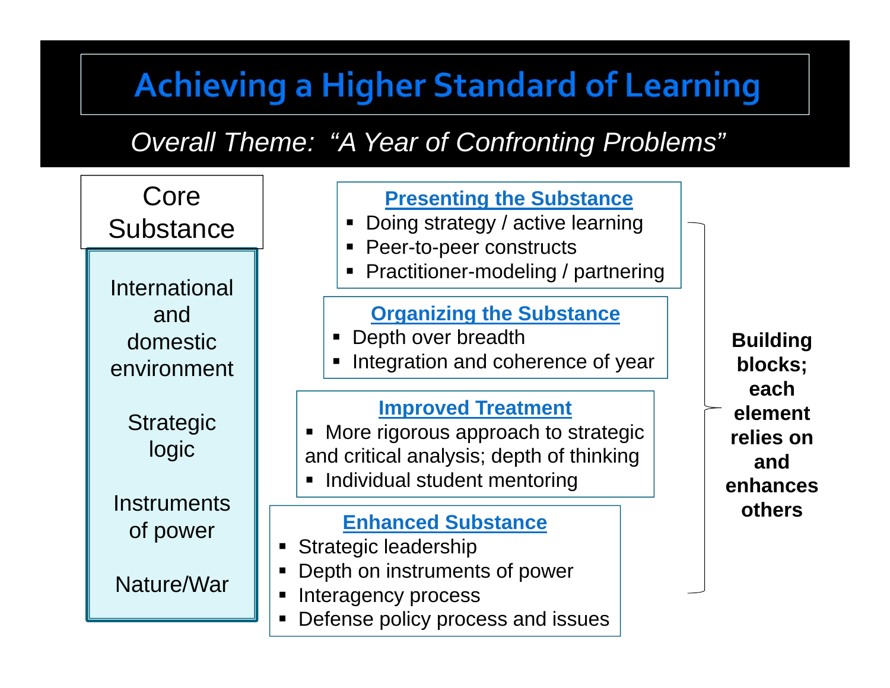# Achieving a Higher Standard of Learning

*Overall Theme: "A Year of Confronting Problems"*

## Core Substance

- International and domestic environment
- Strategic logic
- Instruments of power
- Nature/War

### Presenting the Substance

- Doing strategy / active learning
- Peer-to-peer constructs
- Practitioner-modeling / partnering

### Organizing the Substance

- Depth over breadth
- Integration and coherence of year

### Improved Treatment

- More rigorous approach to strategic and critical analysis; depth of thinking
- Individual student mentoring

### Enhanced Substance

- Strategic leadership
- Depth on instruments of power
- Interagency process
- Defense policy process and issues

**Building blocks; each element relies on and enhances others**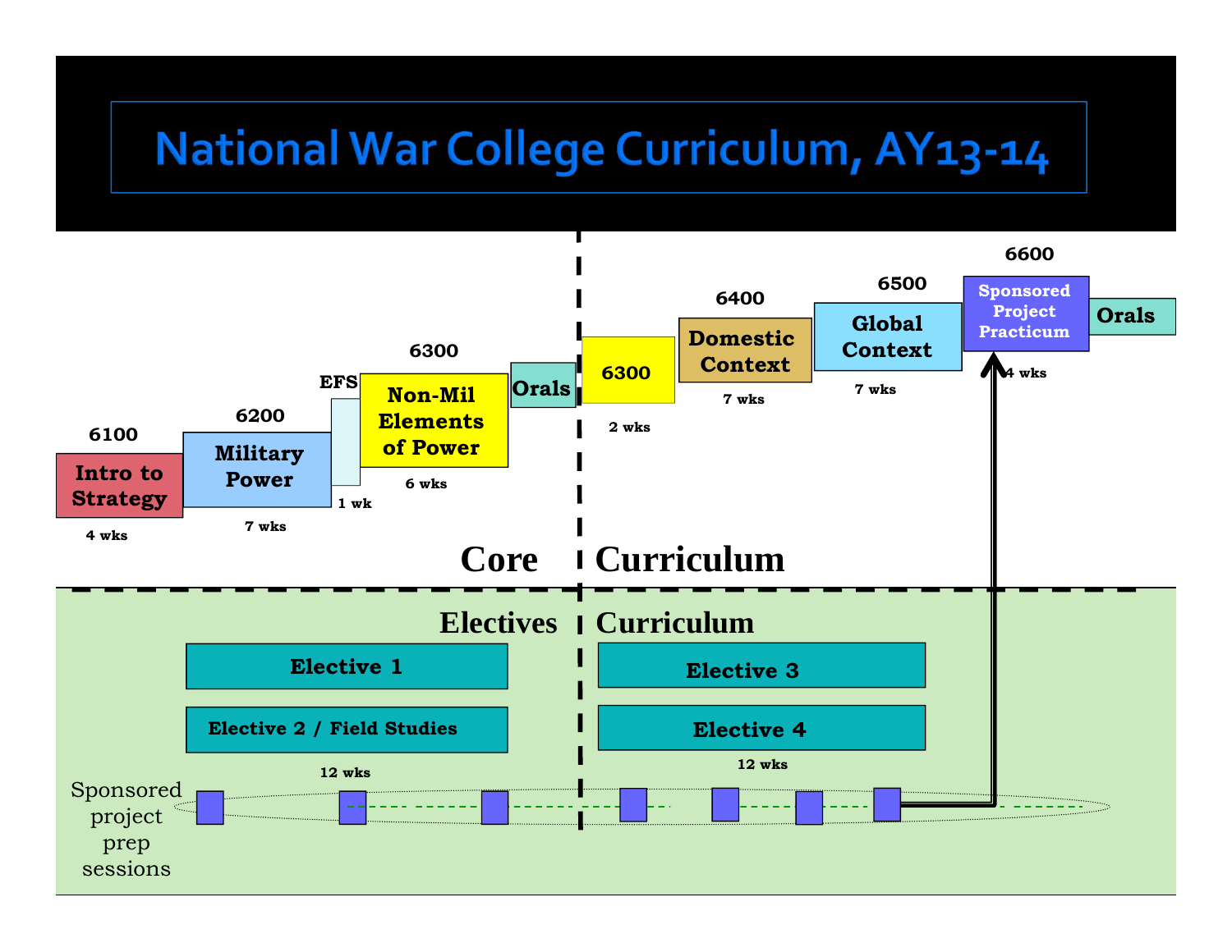# National War College Curriculum, AY13-14

6100
Intro to Strategy
4 wks

6200
Military Power
7 wks

EFS
1 wk

6300
Non-Mil Elements of Power
6 wks

Orals

6300
2 wks

6400
Domestic Context
7 wks

6500
Global Context
7 wks

6600
Sponsored Project Practicum
4 wks

Orals

Core Curriculum

Electives Curriculum

Elective 1

Elective 2 / Field Studies

12 wks

Elective 3

Elective 4

12 wks

Sponsored project prep sessions